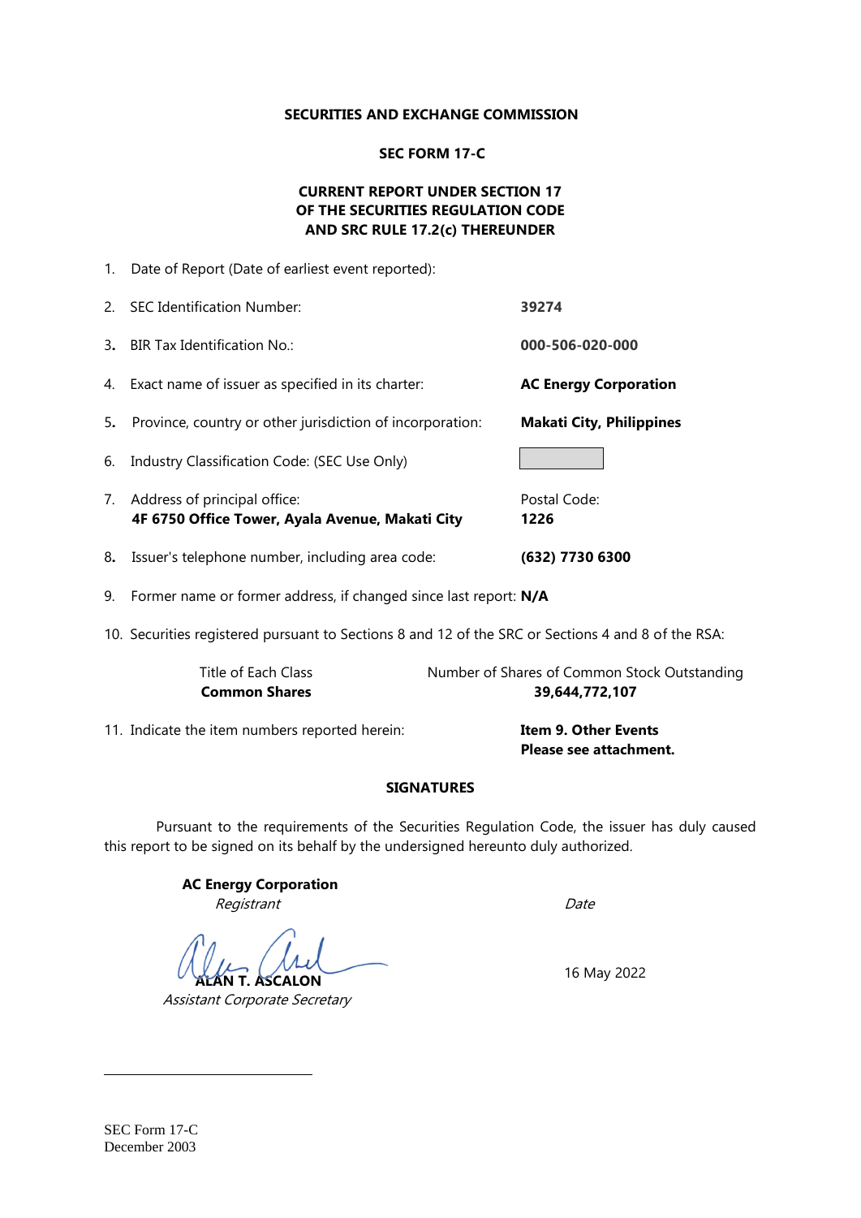**SECURITIES AND EXCHANGE COMMISSION**

**SEC FORM 17-C**

**CURRENT REPORT UNDER SECTION 17**
**OF THE SECURITIES REGULATION CODE**
**AND SRC RULE 17.2(c) THEREUNDER**

1. Date of Report (Date of earliest event reported):

2. SEC Identification Number: **39274**

3. BIR Tax Identification No.: **000-506-020-000**

4. Exact name of issuer as specified in its charter: **AC Energy Corporation**

5. Province, country or other jurisdiction of incorporation: **Makati City, Philippines**

6. Industry Classification Code: (SEC Use Only)

7. Address of principal office: **4F 6750 Office Tower, Ayala Avenue, Makati City** Postal Code: **1226**

8. Issuer's telephone number, including area code: **(632) 7730 6300**

9. Former name or former address, if changed since last report: **N/A**

10. Securities registered pursuant to Sections 8 and 12 of the SRC or Sections 4 and 8 of the RSA:

| Title of Each Class | Number of Shares of Common Stock Outstanding |
|---|---|
| **Common Shares** | **39,644,772,107** |

11. Indicate the item numbers reported herein: **Item 9. Other Events**
**Please see attachment.**

**SIGNATURES**

Pursuant to the requirements of the Securities Regulation Code, the issuer has duly caused this report to be signed on its behalf by the undersigned hereunto duly authorized.

**AC Energy Corporation**
*Registrant*

*Date*

**ALAN T. ASCALON**
*Assistant Corporate Secretary*

16 May 2022

SEC Form 17-C
December 2003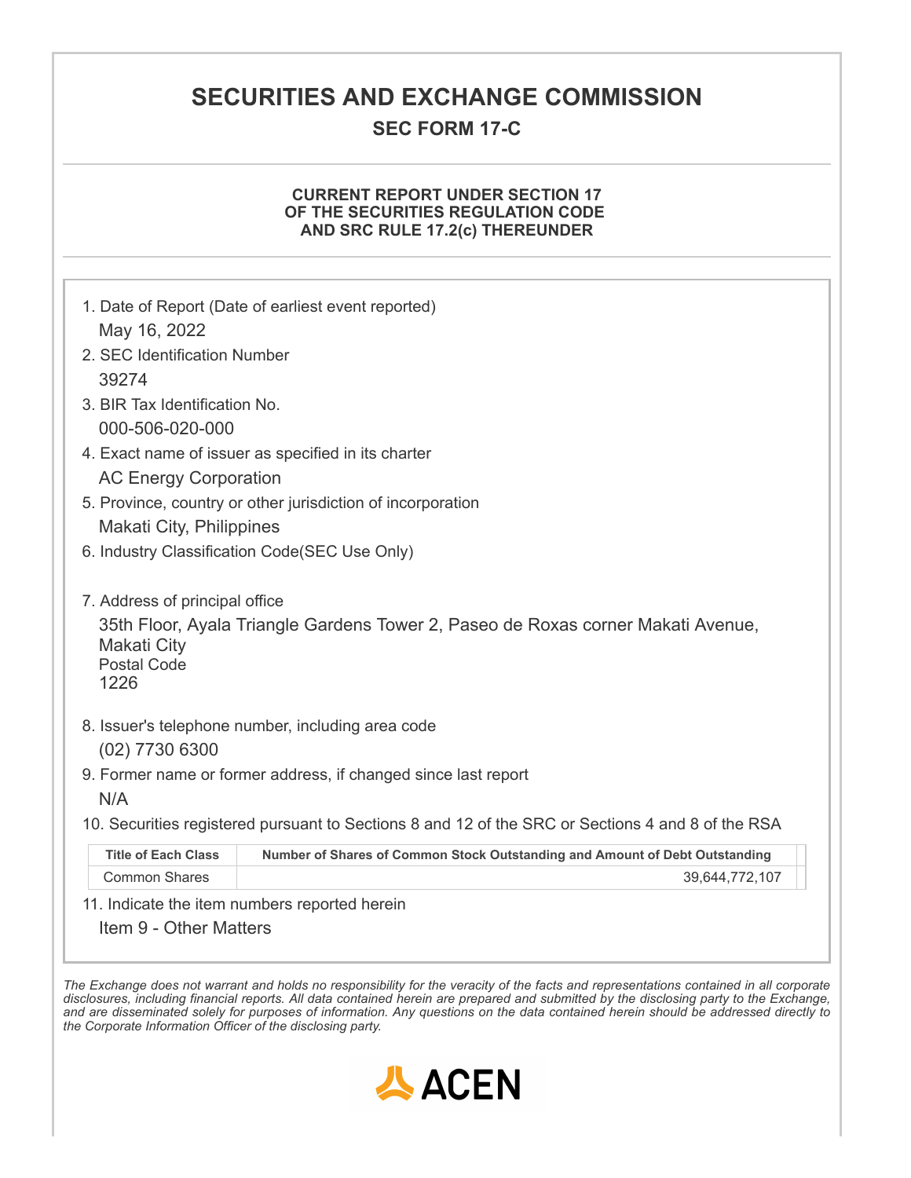# SECURITIES AND EXCHANGE COMMISSION

## SEC FORM 17-C

### CURRENT REPORT UNDER SECTION 17 OF THE SECURITIES REGULATION CODE AND SRC RULE 17.2(c) THEREUNDER

1. Date of Report (Date of earliest event reported)
   May 16, 2022
2. SEC Identification Number
   39274
3. BIR Tax Identification No.
   000-506-020-000
4. Exact name of issuer as specified in its charter
   AC Energy Corporation
5. Province, country or other jurisdiction of incorporation
   Makati City, Philippines
6. Industry Classification Code(SEC Use Only)

7. Address of principal office
   35th Floor, Ayala Triangle Gardens Tower 2, Paseo de Roxas corner Makati Avenue, Makati City
   Postal Code
   1226
8. Issuer's telephone number, including area code
   (02) 7730 6300
9. Former name or former address, if changed since last report
   N/A
10. Securities registered pursuant to Sections 8 and 12 of the SRC or Sections 4 and 8 of the RSA

| Title of Each Class | Number of Shares of Common Stock Outstanding and Amount of Debt Outstanding |
|---|---|
| Common Shares | 39,644,772,107 |

11. Indicate the item numbers reported herein
    Item 9 - Other Matters

*The Exchange does not warrant and holds no responsibility for the veracity of the facts and representations contained in all corporate disclosures, including financial reports. All data contained herein are prepared and submitted by the disclosing party to the Exchange, and are disseminated solely for purposes of information. Any questions on the data contained herein should be addressed directly to the Corporate Information Officer of the disclosing party.*

ACEN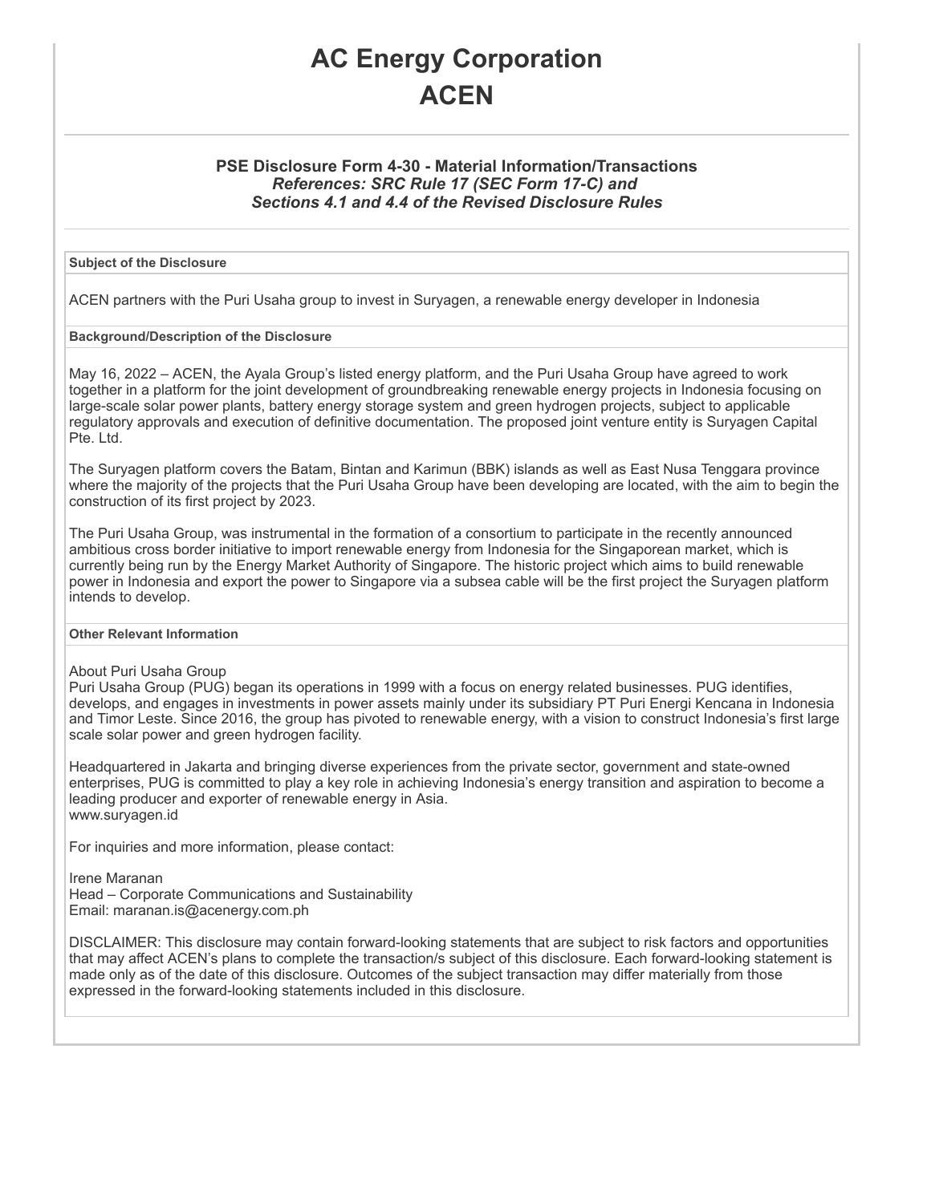# AC Energy Corporation
# ACEN

### PSE Disclosure Form 4-30 - Material Information/Transactions
***References: SRC Rule 17 (SEC Form 17-C) and***
***Sections 4.1 and 4.4 of the Revised Disclosure Rules***

**Subject of the Disclosure**

ACEN partners with the Puri Usaha group to invest in Suryagen, a renewable energy developer in Indonesia

**Background/Description of the Disclosure**

May 16, 2022 – ACEN, the Ayala Group's listed energy platform, and the Puri Usaha Group have agreed to work together in a platform for the joint development of groundbreaking renewable energy projects in Indonesia focusing on large-scale solar power plants, battery energy storage system and green hydrogen projects, subject to applicable regulatory approvals and execution of definitive documentation. The proposed joint venture entity is Suryagen Capital Pte. Ltd.

The Suryagen platform covers the Batam, Bintan and Karimun (BBK) islands as well as East Nusa Tenggara province where the majority of the projects that the Puri Usaha Group have been developing are located, with the aim to begin the construction of its first project by 2023.

The Puri Usaha Group, was instrumental in the formation of a consortium to participate in the recently announced ambitious cross border initiative to import renewable energy from Indonesia for the Singaporean market, which is currently being run by the Energy Market Authority of Singapore. The historic project which aims to build renewable power in Indonesia and export the power to Singapore via a subsea cable will be the first project the Suryagen platform intends to develop.

**Other Relevant Information**

About Puri Usaha Group
Puri Usaha Group (PUG) began its operations in 1999 with a focus on energy related businesses. PUG identifies, develops, and engages in investments in power assets mainly under its subsidiary PT Puri Energi Kencana in Indonesia and Timor Leste. Since 2016, the group has pivoted to renewable energy, with a vision to construct Indonesia's first large scale solar power and green hydrogen facility.

Headquartered in Jakarta and bringing diverse experiences from the private sector, government and state-owned enterprises, PUG is committed to play a key role in achieving Indonesia's energy transition and aspiration to become a leading producer and exporter of renewable energy in Asia.
www.suryagen.id

For inquiries and more information, please contact:

Irene Maranan
Head – Corporate Communications and Sustainability
Email: maranan.is@acenergy.com.ph

DISCLAIMER: This disclosure may contain forward-looking statements that are subject to risk factors and opportunities that may affect ACEN's plans to complete the transaction/s subject of this disclosure. Each forward-looking statement is made only as of the date of this disclosure. Outcomes of the subject transaction may differ materially from those expressed in the forward-looking statements included in this disclosure.